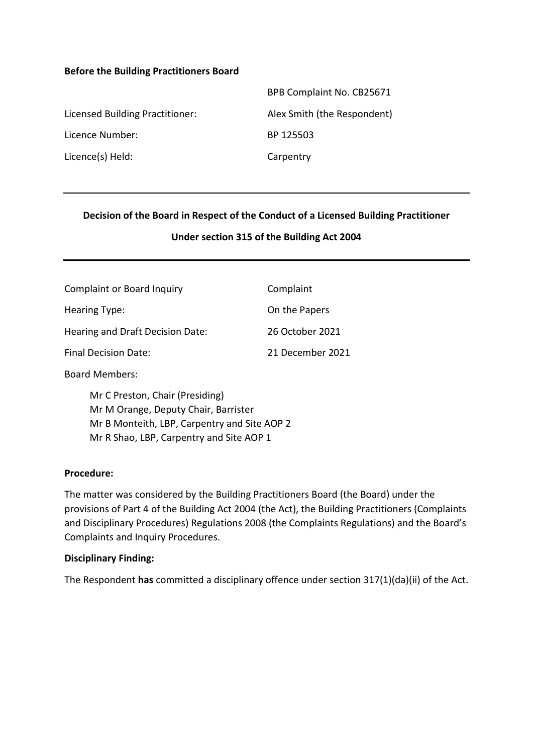**Before the Building Practitioners Board**

| | |
|---|---|
| | BPB Complaint No. CB25671 |
| Licensed Building Practitioner: | Alex Smith (the Respondent) |
| Licence Number: | BP 125503 |
| Licence(s) Held: | Carpentry |

---

**Decision of the Board in Respect of the Conduct of a Licensed Building Practitioner**

**Under section 315 of the Building Act 2004**

---

| | |
|---|---|
| Complaint or Board Inquiry | Complaint |
| Hearing Type: | On the Papers |
| Hearing and Draft Decision Date: | 26 October 2021 |
| Final Decision Date: | 21 December 2021 |

Board Members:

Mr C Preston, Chair (Presiding)
Mr M Orange, Deputy Chair, Barrister
Mr B Monteith, LBP, Carpentry and Site AOP 2
Mr R Shao, LBP, Carpentry and Site AOP 1

**Procedure:**

The matter was considered by the Building Practitioners Board (the Board) under the provisions of Part 4 of the Building Act 2004 (the Act), the Building Practitioners (Complaints and Disciplinary Procedures) Regulations 2008 (the Complaints Regulations) and the Board's Complaints and Inquiry Procedures.

**Disciplinary Finding:**

The Respondent **has** committed a disciplinary offence under section 317(1)(da)(ii) of the Act.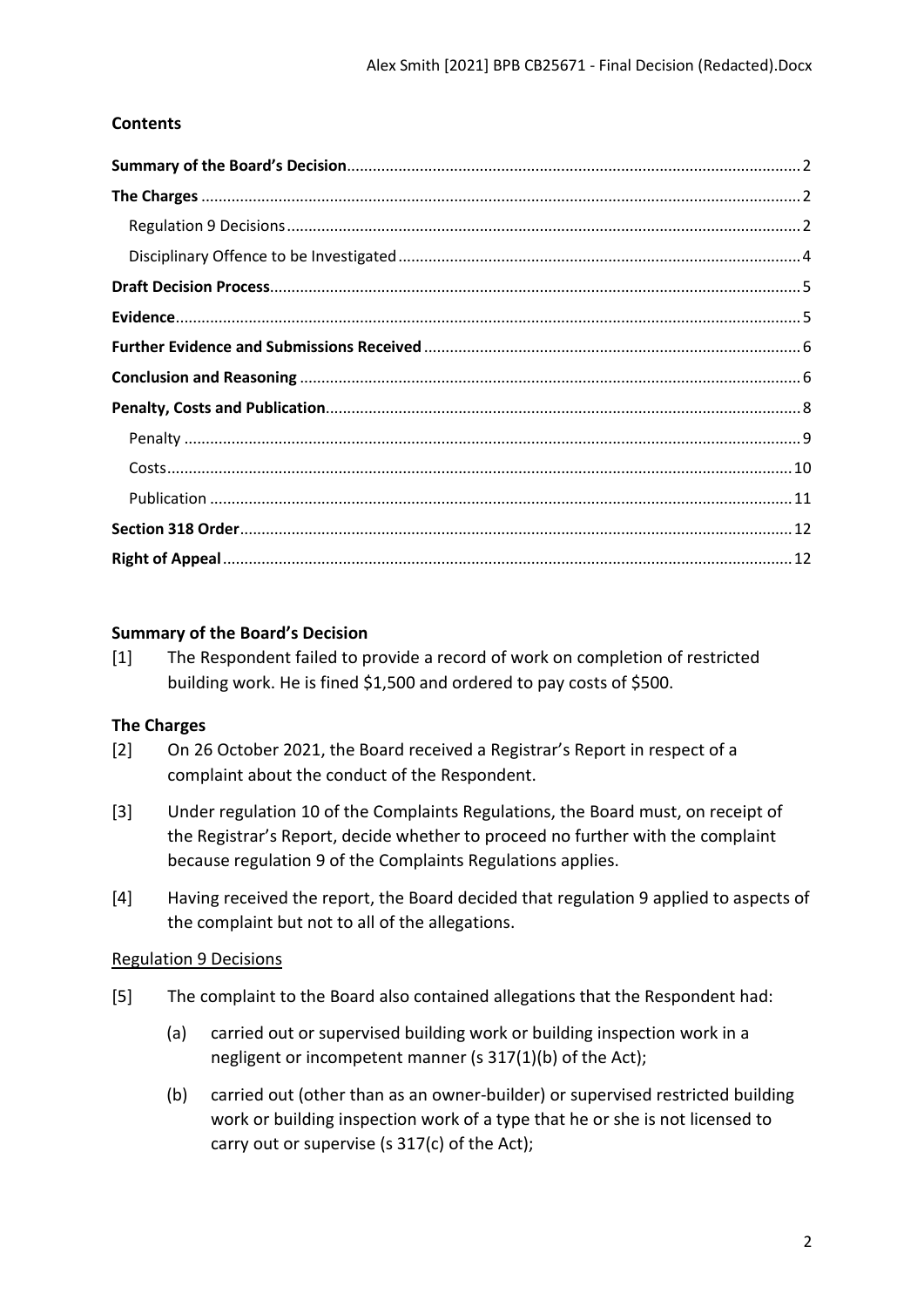## Contents

**Summary of the Board's Decision** ... 2
**The Charges** ... 2
Regulation 9 Decisions ... 2
Disciplinary Offence to be Investigated ... 4
**Draft Decision Process** ... 5
**Evidence** ... 5
**Further Evidence and Submissions Received** ... 6
**Conclusion and Reasoning** ... 6
**Penalty, Costs and Publication** ... 8
Penalty ... 9
Costs ... 10
Publication ... 11
**Section 318 Order** ... 12
**Right of Appeal** ... 12

## Summary of the Board's Decision

[1] The Respondent failed to provide a record of work on completion of restricted building work. He is fined $1,500 and ordered to pay costs of $500.

## The Charges

[2] On 26 October 2021, the Board received a Registrar's Report in respect of a complaint about the conduct of the Respondent.

[3] Under regulation 10 of the Complaints Regulations, the Board must, on receipt of the Registrar's Report, decide whether to proceed no further with the complaint because regulation 9 of the Complaints Regulations applies.

[4] Having received the report, the Board decided that regulation 9 applied to aspects of the complaint but not to all of the allegations.

### Regulation 9 Decisions

[5] The complaint to the Board also contained allegations that the Respondent had:

(a) carried out or supervised building work or building inspection work in a negligent or incompetent manner (s 317(1)(b) of the Act);

(b) carried out (other than as an owner-builder) or supervised restricted building work or building inspection work of a type that he or she is not licensed to carry out or supervise (s 317(c) of the Act);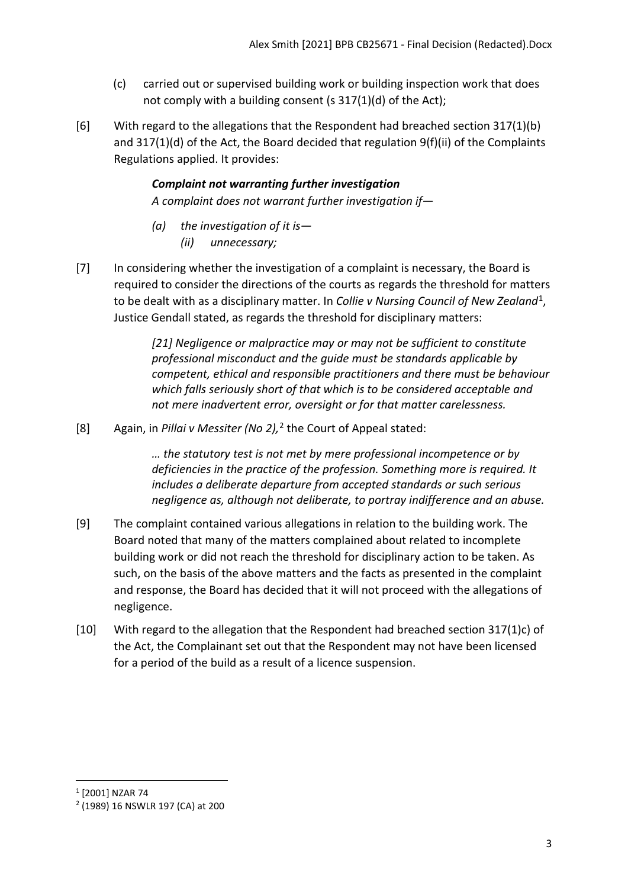(c) carried out or supervised building work or building inspection work that does not comply with a building consent (s 317(1)(d) of the Act);

[6] With regard to the allegations that the Respondent had breached section 317(1)(b) and 317(1)(d) of the Act, the Board decided that regulation 9(f)(ii) of the Complaints Regulations applied. It provides:

> ***Complaint not warranting further investigation***
>
> *A complaint does not warrant further investigation if—*
>
> *(a) the investigation of it is—*
>
> *(ii) unnecessary;*

[7] In considering whether the investigation of a complaint is necessary, the Board is required to consider the directions of the courts as regards the threshold for matters to be dealt with as a disciplinary matter. In *Collie v Nursing Council of New Zealand*[1], Justice Gendall stated, as regards the threshold for disciplinary matters:

> *[21] Negligence or malpractice may or may not be sufficient to constitute professional misconduct and the guide must be standards applicable by competent, ethical and responsible practitioners and there must be behaviour which falls seriously short of that which is to be considered acceptable and not mere inadvertent error, oversight or for that matter carelessness.*

[8] Again, in *Pillai v Messiter (No 2),*[2] the Court of Appeal stated:

> *… the statutory test is not met by mere professional incompetence or by deficiencies in the practice of the profession. Something more is required. It includes a deliberate departure from accepted standards or such serious negligence as, although not deliberate, to portray indifference and an abuse.*

[9] The complaint contained various allegations in relation to the building work. The Board noted that many of the matters complained about related to incomplete building work or did not reach the threshold for disciplinary action to be taken. As such, on the basis of the above matters and the facts as presented in the complaint and response, the Board has decided that it will not proceed with the allegations of negligence.

[10] With regard to the allegation that the Respondent had breached section 317(1c) of the Act, the Complainant set out that the Respondent may not have been licensed for a period of the build as a result of a licence suspension.

---

[1] [2001] NZAR 74

[2] (1989) 16 NSWLR 197 (CA) at 200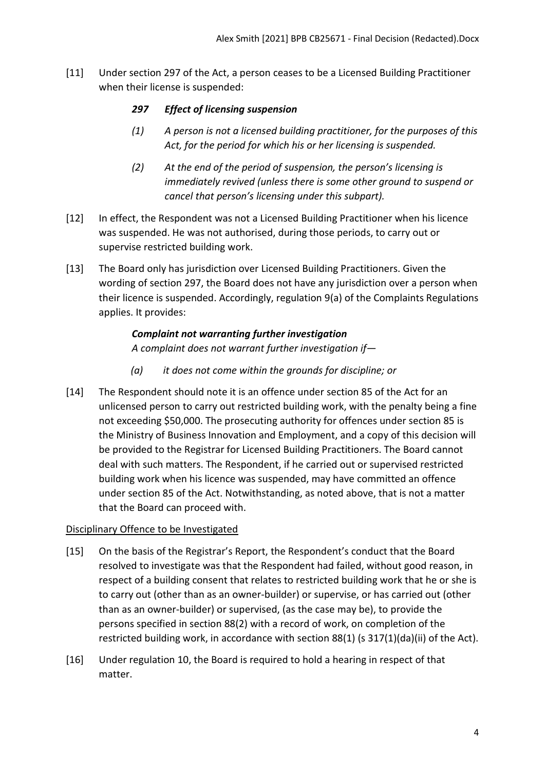[11] Under section 297 of the Act, a person ceases to be a Licensed Building Practitioner when their license is suspended:

> ***297 Effect of licensing suspension***
>
> *(1) A person is not a licensed building practitioner, for the purposes of this Act, for the period for which his or her licensing is suspended.*
>
> *(2) At the end of the period of suspension, the person's licensing is immediately revived (unless there is some other ground to suspend or cancel that person's licensing under this subpart).*

[12] In effect, the Respondent was not a Licensed Building Practitioner when his licence was suspended. He was not authorised, during those periods, to carry out or supervise restricted building work.

[13] The Board only has jurisdiction over Licensed Building Practitioners. Given the wording of section 297, the Board does not have any jurisdiction over a person when their licence is suspended. Accordingly, regulation 9(a) of the Complaints Regulations applies. It provides:

> ***Complaint not warranting further investigation***
>
> *A complaint does not warrant further investigation if—*
>
> *(a) it does not come within the grounds for discipline; or*

[14] The Respondent should note it is an offence under section 85 of the Act for an unlicensed person to carry out restricted building work, with the penalty being a fine not exceeding $50,000. The prosecuting authority for offences under section 85 is the Ministry of Business Innovation and Employment, and a copy of this decision will be provided to the Registrar for Licensed Building Practitioners. The Board cannot deal with such matters. The Respondent, if he carried out or supervised restricted building work when his licence was suspended, may have committed an offence under section 85 of the Act. Notwithstanding, as noted above, that is not a matter that the Board can proceed with.

Disciplinary Offence to be Investigated

[15] On the basis of the Registrar's Report, the Respondent's conduct that the Board resolved to investigate was that the Respondent had failed, without good reason, in respect of a building consent that relates to restricted building work that he or she is to carry out (other than as an owner-builder) or supervise, or has carried out (other than as an owner-builder) or supervised, (as the case may be), to provide the persons specified in section 88(2) with a record of work, on completion of the restricted building work, in accordance with section 88(1) (s 317(1)(da)(ii) of the Act).

[16] Under regulation 10, the Board is required to hold a hearing in respect of that matter.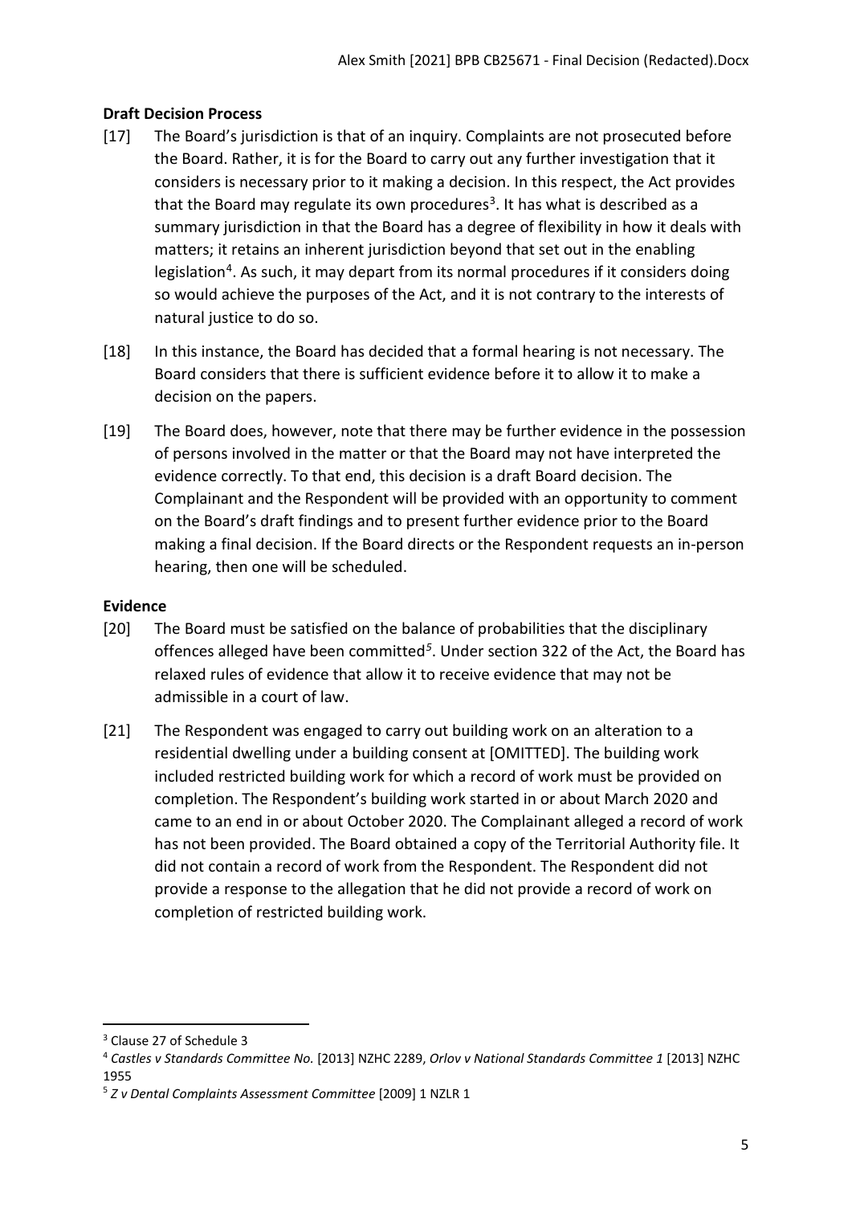**Draft Decision Process**

[17] The Board's jurisdiction is that of an inquiry. Complaints are not prosecuted before the Board. Rather, it is for the Board to carry out any further investigation that it considers is necessary prior to it making a decision. In this respect, the Act provides that the Board may regulate its own procedures[3]. It has what is described as a summary jurisdiction in that the Board has a degree of flexibility in how it deals with matters; it retains an inherent jurisdiction beyond that set out in the enabling legislation[4]. As such, it may depart from its normal procedures if it considers doing so would achieve the purposes of the Act, and it is not contrary to the interests of natural justice to do so.

[18] In this instance, the Board has decided that a formal hearing is not necessary. The Board considers that there is sufficient evidence before it to allow it to make a decision on the papers.

[19] The Board does, however, note that there may be further evidence in the possession of persons involved in the matter or that the Board may not have interpreted the evidence correctly. To that end, this decision is a draft Board decision. The Complainant and the Respondent will be provided with an opportunity to comment on the Board's draft findings and to present further evidence prior to the Board making a final decision. If the Board directs or the Respondent requests an in-person hearing, then one will be scheduled.

**Evidence**

[20] The Board must be satisfied on the balance of probabilities that the disciplinary offences alleged have been committed[5]. Under section 322 of the Act, the Board has relaxed rules of evidence that allow it to receive evidence that may not be admissible in a court of law.

[21] The Respondent was engaged to carry out building work on an alteration to a residential dwelling under a building consent at [OMITTED]. The building work included restricted building work for which a record of work must be provided on completion. The Respondent's building work started in or about March 2020 and came to an end in or about October 2020. The Complainant alleged a record of work has not been provided. The Board obtained a copy of the Territorial Authority file. It did not contain a record of work from the Respondent. The Respondent did not provide a response to the allegation that he did not provide a record of work on completion of restricted building work.

---

[3] Clause 27 of Schedule 3

[4] *Castles v Standards Committee No.* [2013] NZHC 2289, *Orlov v National Standards Committee 1* [2013] NZHC 1955

[5] *Z v Dental Complaints Assessment Committee* [2009] 1 NZLR 1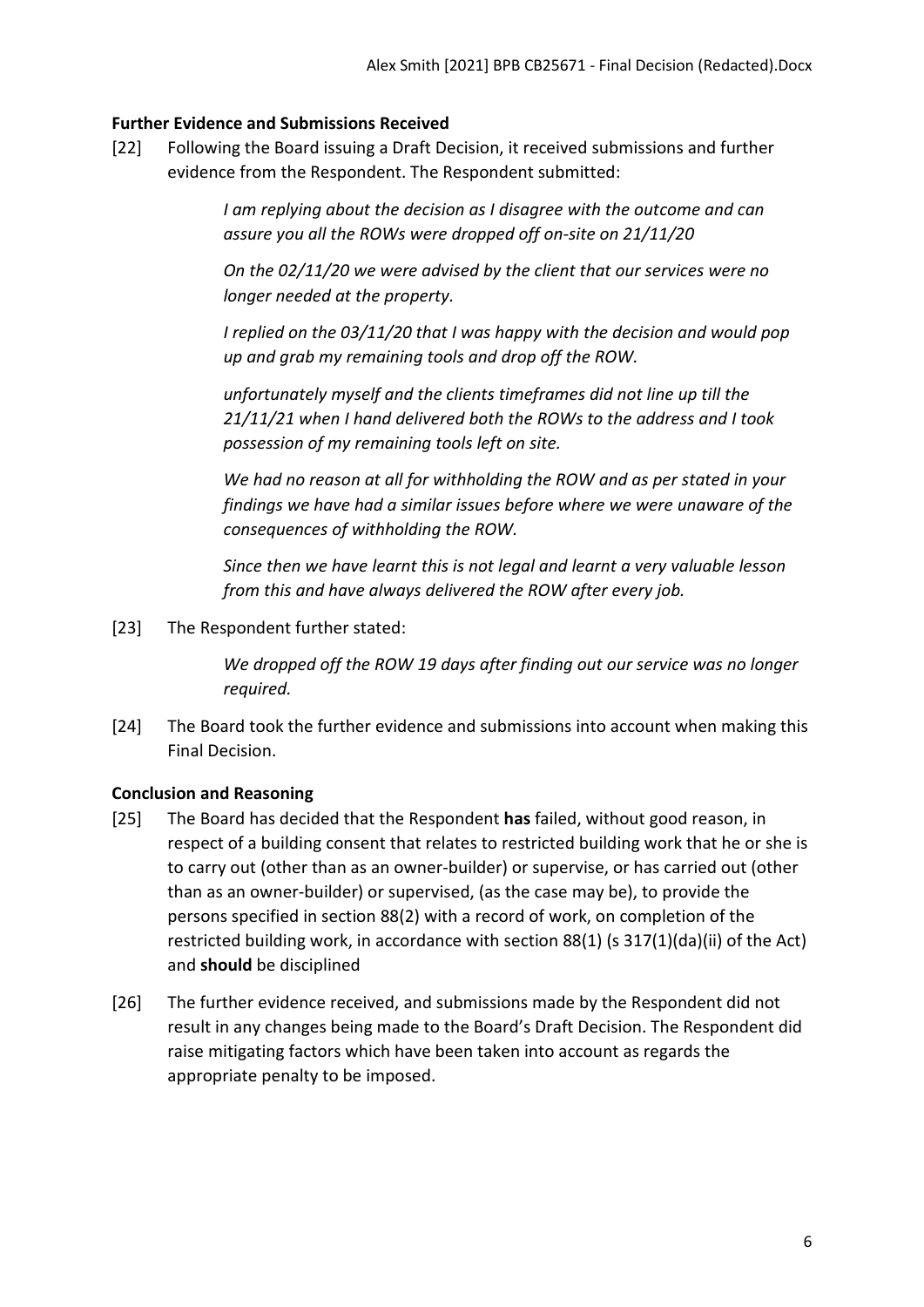### Further Evidence and Submissions Received

[22] Following the Board issuing a Draft Decision, it received submissions and further evidence from the Respondent. The Respondent submitted:

> *I am replying about the decision as I disagree with the outcome and can assure you all the ROWs were dropped off on-site on 21/11/20*
>
> *On the 02/11/20 we were advised by the client that our services were no longer needed at the property.*
>
> *I replied on the 03/11/20 that I was happy with the decision and would pop up and grab my remaining tools and drop off the ROW.*
>
> *unfortunately myself and the clients timeframes did not line up till the 21/11/21 when I hand delivered both the ROWs to the address and I took possession of my remaining tools left on site.*
>
> *We had no reason at all for withholding the ROW and as per stated in your findings we have had a similar issues before where we were unaware of the consequences of withholding the ROW.*
>
> *Since then we have learnt this is not legal and learnt a very valuable lesson from this and have always delivered the ROW after every job.*

[23] The Respondent further stated:

> *We dropped off the ROW 19 days after finding out our service was no longer required.*

[24] The Board took the further evidence and submissions into account when making this Final Decision.

### Conclusion and Reasoning

[25] The Board has decided that the Respondent **has** failed, without good reason, in respect of a building consent that relates to restricted building work that he or she is to carry out (other than as an owner-builder) or supervise, or has carried out (other than as an owner-builder) or supervised, (as the case may be), to provide the persons specified in section 88(2) with a record of work, on completion of the restricted building work, in accordance with section 88(1) (s 317(1)(da)(ii) of the Act) and **should** be disciplined

[26] The further evidence received, and submissions made by the Respondent did not result in any changes being made to the Board's Draft Decision. The Respondent did raise mitigating factors which have been taken into account as regards the appropriate penalty to be imposed.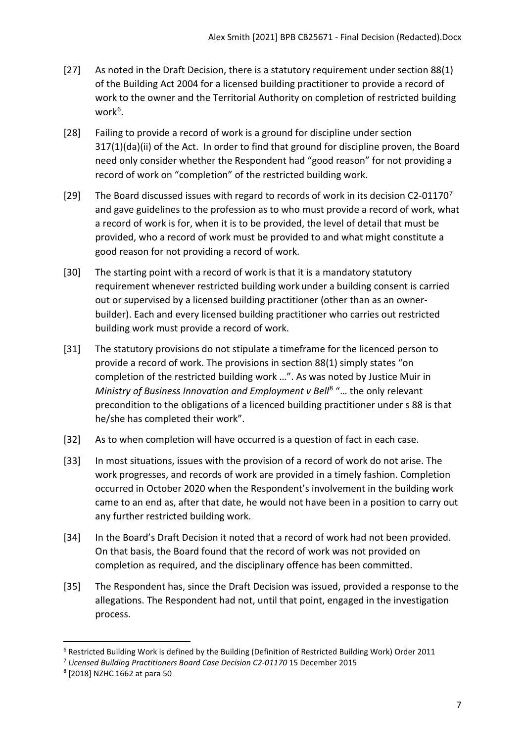[27] As noted in the Draft Decision, there is a statutory requirement under section 88(1) of the Building Act 2004 for a licensed building practitioner to provide a record of work to the owner and the Territorial Authority on completion of restricted building work[6].

[28] Failing to provide a record of work is a ground for discipline under section 317(1)(da)(ii) of the Act. In order to find that ground for discipline proven, the Board need only consider whether the Respondent had "good reason" for not providing a record of work on "completion" of the restricted building work.

[29] The Board discussed issues with regard to records of work in its decision C2-01170[7] and gave guidelines to the profession as to who must provide a record of work, what a record of work is for, when it is to be provided, the level of detail that must be provided, who a record of work must be provided to and what might constitute a good reason for not providing a record of work.

[30] The starting point with a record of work is that it is a mandatory statutory requirement whenever restricted building work under a building consent is carried out or supervised by a licensed building practitioner (other than as an owner-builder). Each and every licensed building practitioner who carries out restricted building work must provide a record of work.

[31] The statutory provisions do not stipulate a timeframe for the licenced person to provide a record of work. The provisions in section 88(1) simply states "on completion of the restricted building work …". As was noted by Justice Muir in *Ministry of Business Innovation and Employment v Bell*[8] "… the only relevant precondition to the obligations of a licenced building practitioner under s 88 is that he/she has completed their work".

[32] As to when completion will have occurred is a question of fact in each case.

[33] In most situations, issues with the provision of a record of work do not arise. The work progresses, and records of work are provided in a timely fashion. Completion occurred in October 2020 when the Respondent's involvement in the building work came to an end as, after that date, he would not have been in a position to carry out any further restricted building work.

[34] In the Board's Draft Decision it noted that a record of work had not been provided. On that basis, the Board found that the record of work was not provided on completion as required, and the disciplinary offence has been committed.

[35] The Respondent has, since the Draft Decision was issued, provided a response to the allegations. The Respondent had not, until that point, engaged in the investigation process.

---

[6] Restricted Building Work is defined by the Building (Definition of Restricted Building Work) Order 2011

[7] *Licensed Building Practitioners Board Case Decision C2-01170* 15 December 2015

[8] [2018] NZHC 1662 at para 50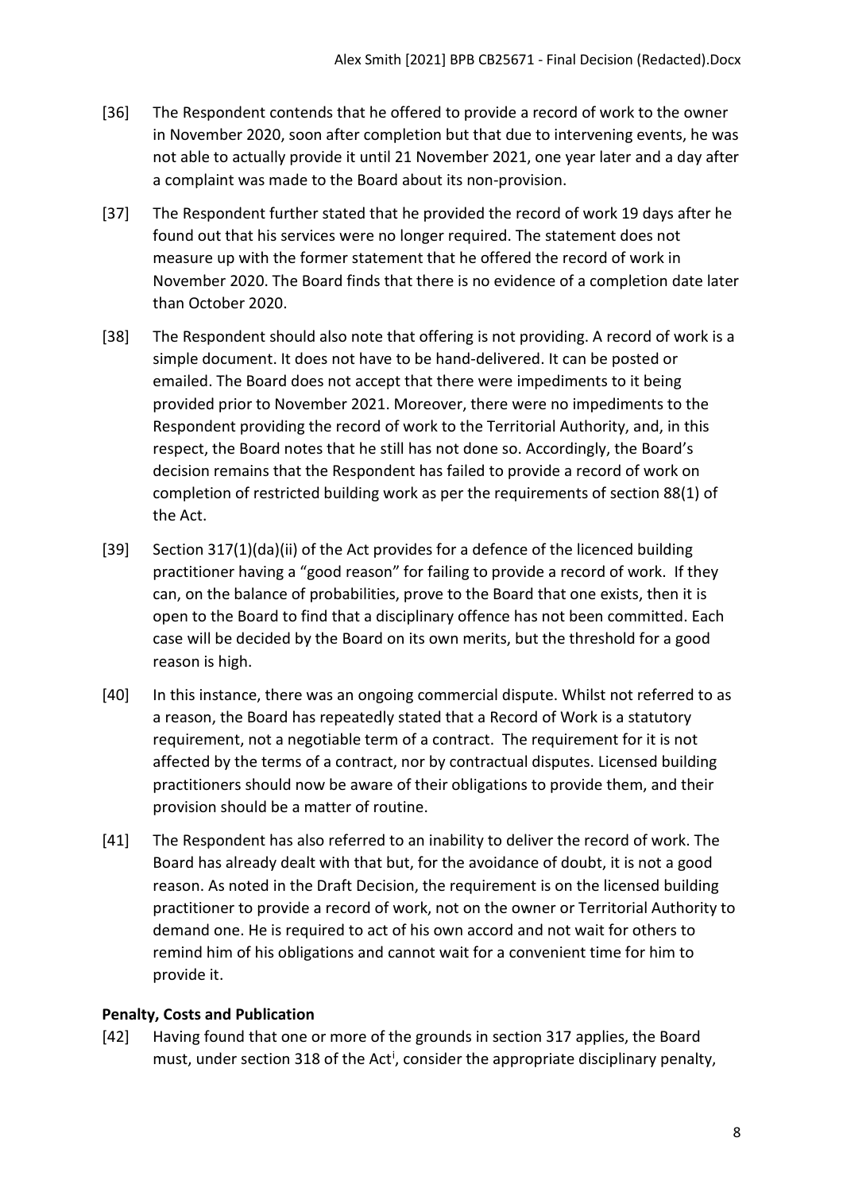[36] The Respondent contends that he offered to provide a record of work to the owner in November 2020, soon after completion but that due to intervening events, he was not able to actually provide it until 21 November 2021, one year later and a day after a complaint was made to the Board about its non-provision.

[37] The Respondent further stated that he provided the record of work 19 days after he found out that his services were no longer required. The statement does not measure up with the former statement that he offered the record of work in November 2020. The Board finds that there is no evidence of a completion date later than October 2020.

[38] The Respondent should also note that offering is not providing. A record of work is a simple document. It does not have to be hand-delivered. It can be posted or emailed. The Board does not accept that there were impediments to it being provided prior to November 2021. Moreover, there were no impediments to the Respondent providing the record of work to the Territorial Authority, and, in this respect, the Board notes that he still has not done so. Accordingly, the Board's decision remains that the Respondent has failed to provide a record of work on completion of restricted building work as per the requirements of section 88(1) of the Act.

[39] Section 317(1)(da)(ii) of the Act provides for a defence of the licenced building practitioner having a "good reason" for failing to provide a record of work. If they can, on the balance of probabilities, prove to the Board that one exists, then it is open to the Board to find that a disciplinary offence has not been committed. Each case will be decided by the Board on its own merits, but the threshold for a good reason is high.

[40] In this instance, there was an ongoing commercial dispute. Whilst not referred to as a reason, the Board has repeatedly stated that a Record of Work is a statutory requirement, not a negotiable term of a contract. The requirement for it is not affected by the terms of a contract, nor by contractual disputes. Licensed building practitioners should now be aware of their obligations to provide them, and their provision should be a matter of routine.

[41] The Respondent has also referred to an inability to deliver the record of work. The Board has already dealt with that but, for the avoidance of doubt, it is not a good reason. As noted in the Draft Decision, the requirement is on the licensed building practitioner to provide a record of work, not on the owner or Territorial Authority to demand one. He is required to act of his own accord and not wait for others to remind him of his obligations and cannot wait for a convenient time for him to provide it.

**Penalty, Costs and Publication**

[42] Having found that one or more of the grounds in section 317 applies, the Board must, under section 318 of the Act[i], consider the appropriate disciplinary penalty,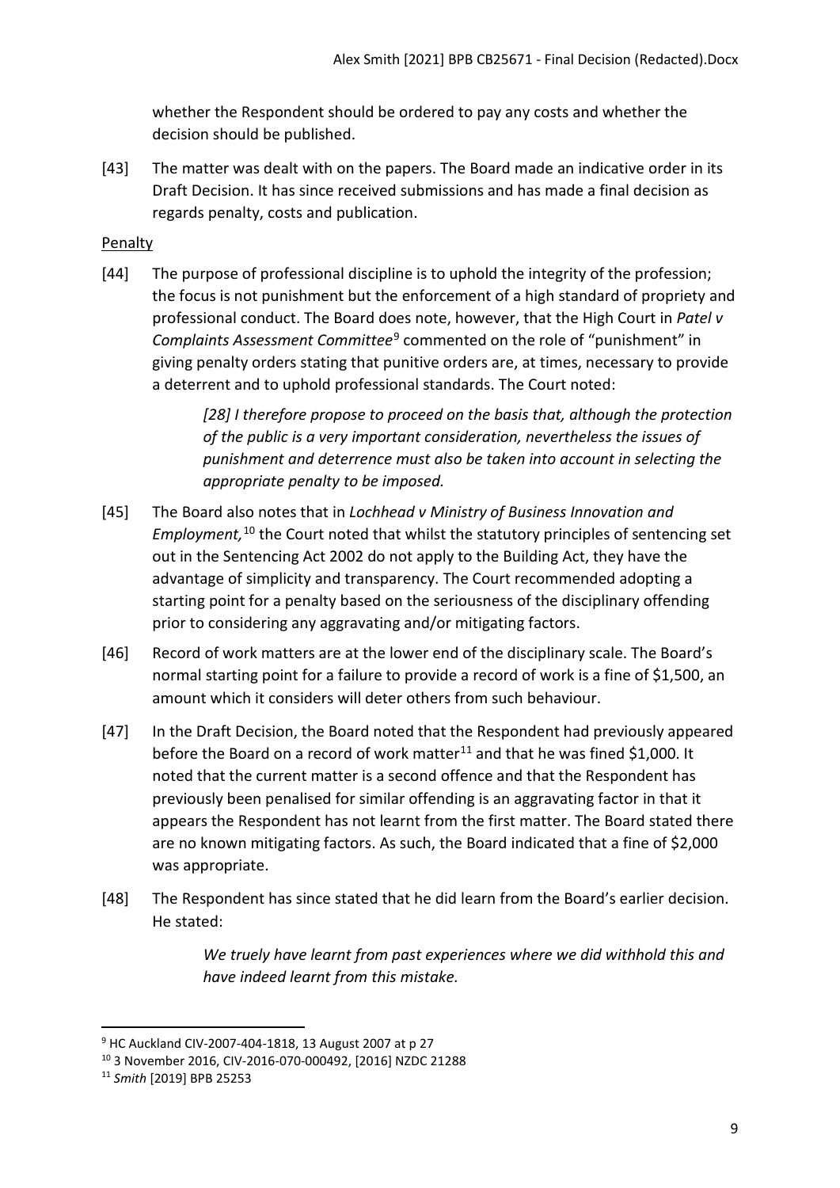whether the Respondent should be ordered to pay any costs and whether the decision should be published.

[43] The matter was dealt with on the papers. The Board made an indicative order in its Draft Decision. It has since received submissions and has made a final decision as regards penalty, costs and publication.

Penalty

[44] The purpose of professional discipline is to uphold the integrity of the profession; the focus is not punishment but the enforcement of a high standard of propriety and professional conduct. The Board does note, however, that the High Court in *Patel v Complaints Assessment Committee*[9] commented on the role of "punishment" in giving penalty orders stating that punitive orders are, at times, necessary to provide a deterrent and to uphold professional standards. The Court noted:

> *[28] I therefore propose to proceed on the basis that, although the protection of the public is a very important consideration, nevertheless the issues of punishment and deterrence must also be taken into account in selecting the appropriate penalty to be imposed.*

[45] The Board also notes that in *Lochhead v Ministry of Business Innovation and Employment,*[10] the Court noted that whilst the statutory principles of sentencing set out in the Sentencing Act 2002 do not apply to the Building Act, they have the advantage of simplicity and transparency. The Court recommended adopting a starting point for a penalty based on the seriousness of the disciplinary offending prior to considering any aggravating and/or mitigating factors.

[46] Record of work matters are at the lower end of the disciplinary scale. The Board's normal starting point for a failure to provide a record of work is a fine of $1,500, an amount which it considers will deter others from such behaviour.

[47] In the Draft Decision, the Board noted that the Respondent had previously appeared before the Board on a record of work matter[11] and that he was fined $1,000. It noted that the current matter is a second offence and that the Respondent has previously been penalised for similar offending is an aggravating factor in that it appears the Respondent has not learnt from the first matter. The Board stated there are no known mitigating factors. As such, the Board indicated that a fine of $2,000 was appropriate.

[48] The Respondent has since stated that he did learn from the Board's earlier decision. He stated:

> *We truely have learnt from past experiences where we did withhold this and have indeed learnt from this mistake.*

---

[9] HC Auckland CIV-2007-404-1818, 13 August 2007 at p 27

[10] 3 November 2016, CIV-2016-070-000492, [2016] NZDC 21288

[11] *Smith* [2019] BPB 25253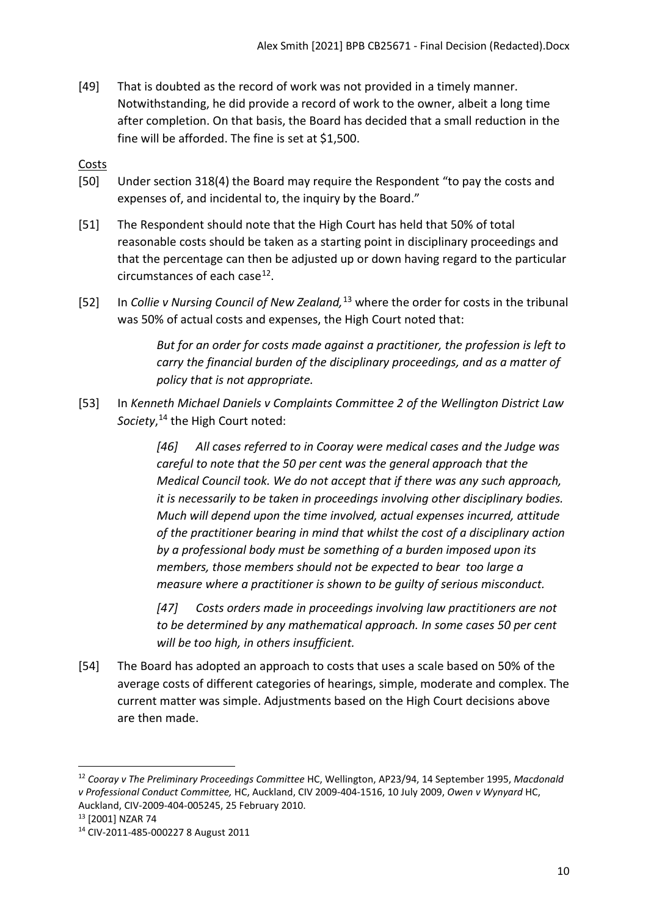[49] That is doubted as the record of work was not provided in a timely manner. Notwithstanding, he did provide a record of work to the owner, albeit a long time after completion. On that basis, the Board has decided that a small reduction in the fine will be afforded. The fine is set at $1,500.

Costs

[50] Under section 318(4) the Board may require the Respondent "to pay the costs and expenses of, and incidental to, the inquiry by the Board."

[51] The Respondent should note that the High Court has held that 50% of total reasonable costs should be taken as a starting point in disciplinary proceedings and that the percentage can then be adjusted up or down having regard to the particular circumstances of each case[12].

[52] In *Collie v Nursing Council of New Zealand,*[13] where the order for costs in the tribunal was 50% of actual costs and expenses, the High Court noted that:

> *But for an order for costs made against a practitioner, the profession is left to carry the financial burden of the disciplinary proceedings, and as a matter of policy that is not appropriate.*

[53] In *Kenneth Michael Daniels v Complaints Committee 2 of the Wellington District Law Society*,[14] the High Court noted:

> *[46] All cases referred to in Cooray were medical cases and the Judge was careful to note that the 50 per cent was the general approach that the Medical Council took. We do not accept that if there was any such approach, it is necessarily to be taken in proceedings involving other disciplinary bodies. Much will depend upon the time involved, actual expenses incurred, attitude of the practitioner bearing in mind that whilst the cost of a disciplinary action by a professional body must be something of a burden imposed upon its members, those members should not be expected to bear too large a measure where a practitioner is shown to be guilty of serious misconduct.*
>
> *[47] Costs orders made in proceedings involving law practitioners are not to be determined by any mathematical approach. In some cases 50 per cent will be too high, in others insufficient.*

[54] The Board has adopted an approach to costs that uses a scale based on 50% of the average costs of different categories of hearings, simple, moderate and complex. The current matter was simple. Adjustments based on the High Court decisions above are then made.

---

[12] *Cooray v The Preliminary Proceedings Committee* HC, Wellington, AP23/94, 14 September 1995, *Macdonald v Professional Conduct Committee,* HC, Auckland, CIV 2009-404-1516, 10 July 2009, *Owen v Wynyard* HC, Auckland, CIV-2009-404-005245, 25 February 2010.

[13] [2001] NZAR 74

[14] CIV-2011-485-000227 8 August 2011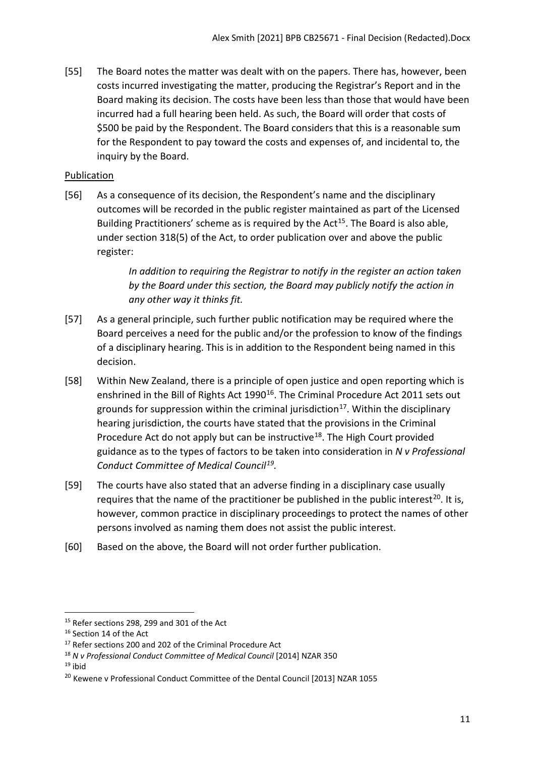[55] The Board notes the matter was dealt with on the papers. There has, however, been costs incurred investigating the matter, producing the Registrar's Report and in the Board making its decision. The costs have been less than those that would have been incurred had a full hearing been held. As such, the Board will order that costs of $500 be paid by the Respondent. The Board considers that this is a reasonable sum for the Respondent to pay toward the costs and expenses of, and incidental to, the inquiry by the Board.

Publication

[56] As a consequence of its decision, the Respondent's name and the disciplinary outcomes will be recorded in the public register maintained as part of the Licensed Building Practitioners' scheme as is required by the Act[15]. The Board is also able, under section 318(5) of the Act, to order publication over and above the public register:

> *In addition to requiring the Registrar to notify in the register an action taken by the Board under this section, the Board may publicly notify the action in any other way it thinks fit.*

[57] As a general principle, such further public notification may be required where the Board perceives a need for the public and/or the profession to know of the findings of a disciplinary hearing. This is in addition to the Respondent being named in this decision.

[58] Within New Zealand, there is a principle of open justice and open reporting which is enshrined in the Bill of Rights Act 1990[16]. The Criminal Procedure Act 2011 sets out grounds for suppression within the criminal jurisdiction[17]. Within the disciplinary hearing jurisdiction, the courts have stated that the provisions in the Criminal Procedure Act do not apply but can be instructive[18]. The High Court provided guidance as to the types of factors to be taken into consideration in *N v Professional Conduct Committee of Medical Council*[19].

[59] The courts have also stated that an adverse finding in a disciplinary case usually requires that the name of the practitioner be published in the public interest[20]. It is, however, common practice in disciplinary proceedings to protect the names of other persons involved as naming them does not assist the public interest.

[60] Based on the above, the Board will not order further publication.

---

[15] Refer sections 298, 299 and 301 of the Act

[16] Section 14 of the Act

[17] Refer sections 200 and 202 of the Criminal Procedure Act

[18] *N v Professional Conduct Committee of Medical Council* [2014] NZAR 350

[19] ibid

[20] Kewene v Professional Conduct Committee of the Dental Council [2013] NZAR 1055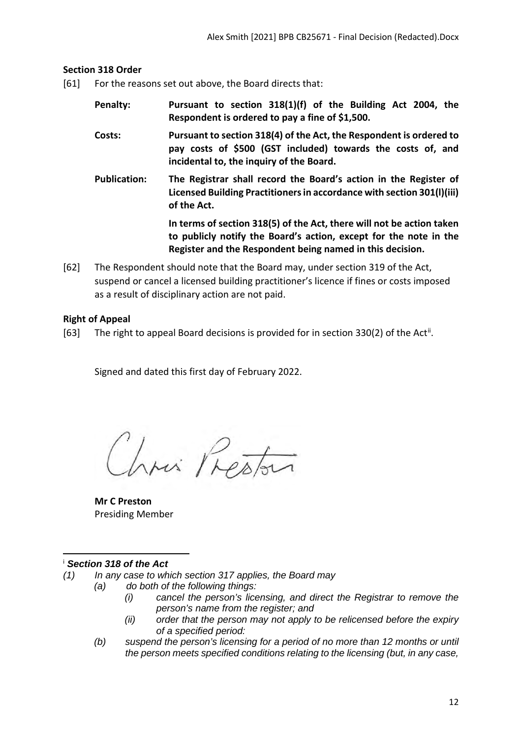**Section 318 Order**

[61] For the reasons set out above, the Board directs that:

**Penalty:** **Pursuant to section 318(1)(f) of the Building Act 2004, the Respondent is ordered to pay a fine of $1,500.**

**Costs:** **Pursuant to section 318(4) of the Act, the Respondent is ordered to pay costs of $500 (GST included) towards the costs of, and incidental to, the inquiry of the Board.**

**Publication:** **The Registrar shall record the Board's action in the Register of Licensed Building Practitioners in accordance with section 301(l)(iii) of the Act.**

**In terms of section 318(5) of the Act, there will not be action taken to publicly notify the Board's action, except for the note in the Register and the Respondent being named in this decision.**

[62] The Respondent should note that the Board may, under section 319 of the Act, suspend or cancel a licensed building practitioner's licence if fines or costs imposed as a result of disciplinary action are not paid.

**Right of Appeal**

[63] The right to appeal Board decisions is provided for in section 330(2) of the Act[ii].

Signed and dated this first day of February 2022.

Chris Preston

**Mr C Preston**
Presiding Member

---

[i] ***Section 318 of the Act***

*(1) In any case to which section 317 applies, the Board may*

*(a) do both of the following things:*

*(i) cancel the person's licensing, and direct the Registrar to remove the person's name from the register; and*

*(ii) order that the person may not apply to be relicensed before the expiry of a specified period:*

*(b) suspend the person's licensing for a period of no more than 12 months or until the person meets specified conditions relating to the licensing (but, in any case,*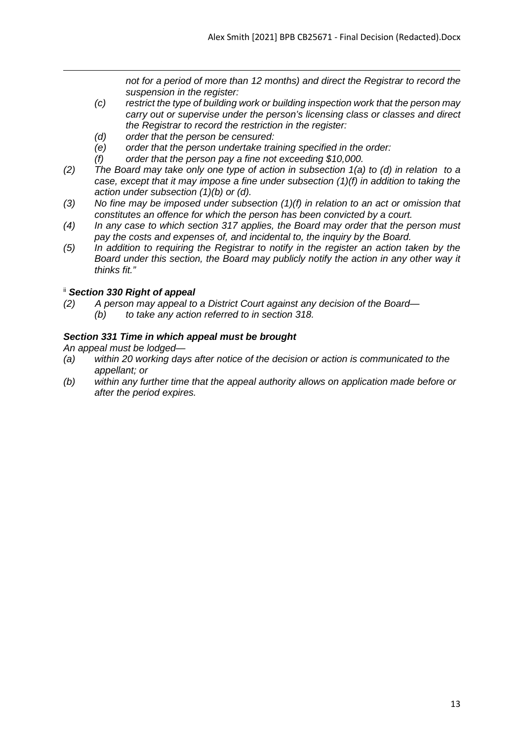*not for a period of more than 12 months) and direct the Registrar to record the suspension in the register:*

*(c) restrict the type of building work or building inspection work that the person may carry out or supervise under the person's licensing class or classes and direct the Registrar to record the restriction in the register:*

*(d) order that the person be censured:*

*(e) order that the person undertake training specified in the order:*

*(f) order that the person pay a fine not exceeding $10,000.*

*(2) The Board may take only one type of action in subsection 1(a) to (d) in relation to a case, except that it may impose a fine under subsection (1)(f) in addition to taking the action under subsection (1)(b) or (d).*

*(3) No fine may be imposed under subsection (1)(f) in relation to an act or omission that constitutes an offence for which the person has been convicted by a court.*

*(4) In any case to which section 317 applies, the Board may order that the person must pay the costs and expenses of, and incidental to, the inquiry by the Board.*

*(5) In addition to requiring the Registrar to notify in the register an action taken by the Board under this section, the Board may publicly notify the action in any other way it thinks fit."*

[ii] ***Section 330 Right of appeal***

*(2) A person may appeal to a District Court against any decision of the Board—*

*(b) to take any action referred to in section 318.*

***Section 331 Time in which appeal must be brought***

*An appeal must be lodged—*

*(a) within 20 working days after notice of the decision or action is communicated to the appellant; or*

*(b) within any further time that the appeal authority allows on application made before or after the period expires.*